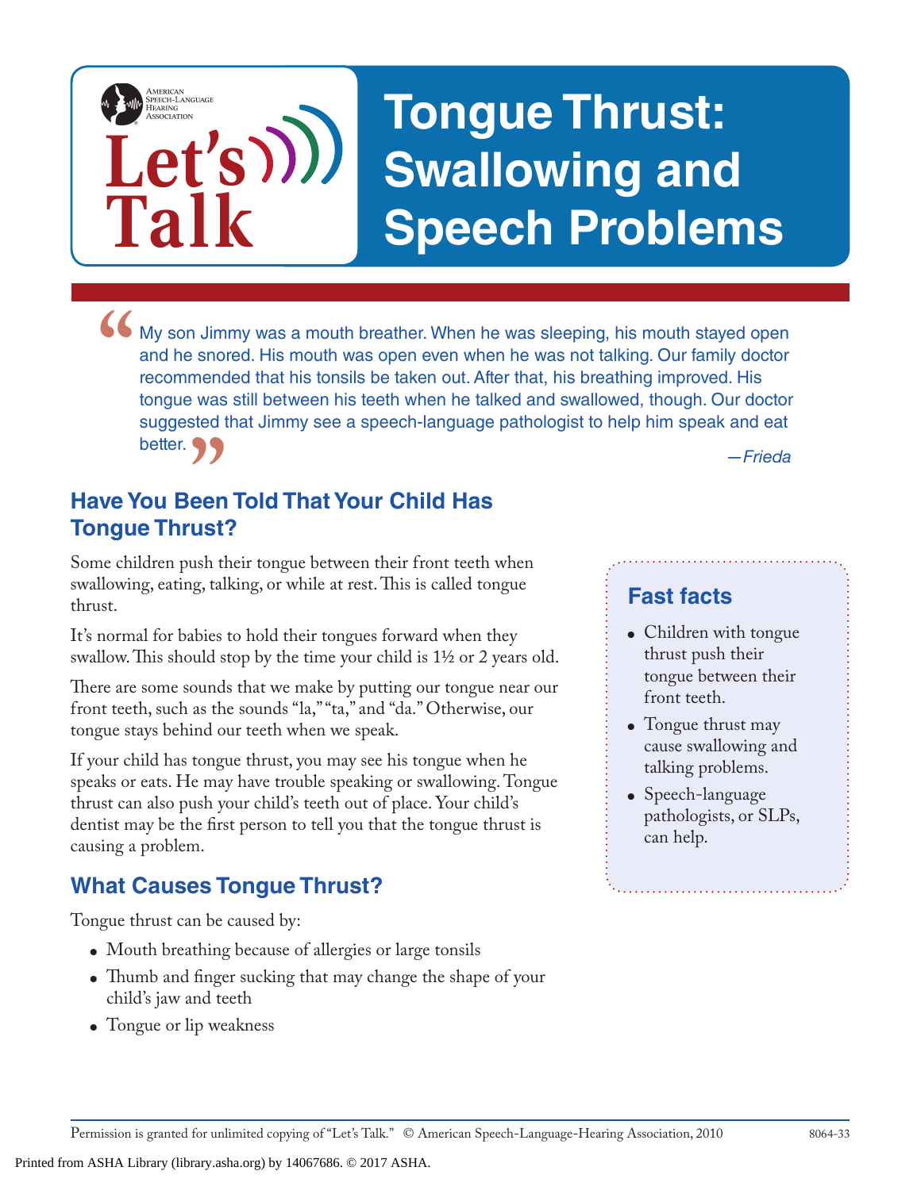Let's Talk

American Speech-Language-Hearing Association

# Tongue Thrust: Swallowing and Speech Problems

"My son Jimmy was a mouth breather. When he was sleeping, his mouth stayed open and he snored. His mouth was open even when he was not talking. Our family doctor recommended that his tonsils be taken out. After that, his breathing improved. His tongue was still between his teeth when he talked and swallowed, though. Our doctor suggested that Jimmy see a speech-language pathologist to help him speak and eat better."

*—Frieda*

## Have You Been Told That Your Child Has Tongue Thrust?

Some children push their tongue between their front teeth when swallowing, eating, talking, or while at rest. This is called tongue thrust.

It's normal for babies to hold their tongues forward when they swallow. This should stop by the time your child is 1½ or 2 years old.

There are some sounds that we make by putting our tongue near our front teeth, such as the sounds "la," "ta," and "da." Otherwise, our tongue stays behind our teeth when we speak.

If your child has tongue thrust, you may see his tongue when he speaks or eats. He may have trouble speaking or swallowing. Tongue thrust can also push your child's teeth out of place. Your child's dentist may be the first person to tell you that the tongue thrust is causing a problem.

## What Causes Tongue Thrust?

Tongue thrust can be caused by:

- Mouth breathing because of allergies or large tonsils
- Thumb and finger sucking that may change the shape of your child's jaw and teeth
- Tongue or lip weakness

### Fast facts

- Children with tongue thrust push their tongue between their front teeth.
- Tongue thrust may cause swallowing and talking problems.
- Speech-language pathologists, or SLPs, can help.

Permission is granted for unlimited copying of "Let's Talk." © American Speech-Language-Hearing Association, 2010 8064-33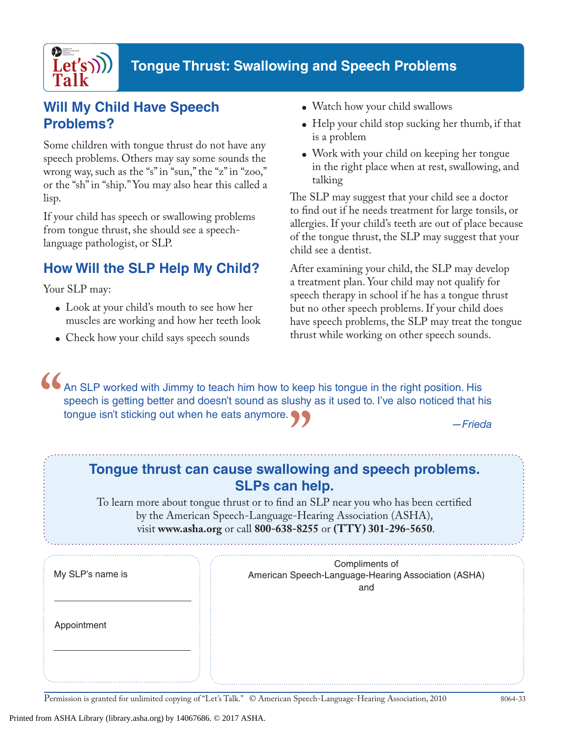# Tongue Thrust: Swallowing and Speech Problems

## Will My Child Have Speech Problems?

Some children with tongue thrust do not have any speech problems. Others may say some sounds the wrong way, such as the "s" in "sun," the "z" in "zoo," or the "sh" in "ship." You may also hear this called a lisp.

If your child has speech or swallowing problems from tongue thrust, she should see a speech-language pathologist, or SLP.

## How Will the SLP Help My Child?

Your SLP may:

- Look at your child's mouth to see how her muscles are working and how her teeth look
- Check how your child says speech sounds
- Watch how your child swallows
- Help your child stop sucking her thumb, if that is a problem
- Work with your child on keeping her tongue in the right place when at rest, swallowing, and talking

The SLP may suggest that your child see a doctor to find out if he needs treatment for large tonsils, or allergies. If your child's teeth are out of place because of the tongue thrust, the SLP may suggest that your child see a dentist.

After examining your child, the SLP may develop a treatment plan. Your child may not qualify for speech therapy in school if he has a tongue thrust but no other speech problems. If your child does have speech problems, the SLP may treat the tongue thrust while working on other speech sounds.

> "An SLP worked with Jimmy to teach him how to keep his tongue in the right position. His speech is getting better and doesn't sound as slushy as it used to. I've also noticed that his tongue isn't sticking out when he eats anymore."
>
> *—Frieda*

**Tongue thrust can cause swallowing and speech problems. SLPs can help.**

To learn more about tongue thrust or to find an SLP near you who has been certified by the American Speech-Language-Hearing Association (ASHA), visit **www.asha.org** or call **800-638-8255** or **(TTY) 301-296-5650**.

My SLP's name is

\_\_\_\_\_\_\_\_\_\_\_\_\_\_\_\_\_\_\_\_

Appointment

\_\_\_\_\_\_\_\_\_\_\_\_\_\_\_\_\_\_\_\_

Compliments of
American Speech-Language-Hearing Association (ASHA)
and

Permission is granted for unlimited copying of "Let's Talk." © American Speech-Language-Hearing Association, 2010 8064-33

Printed from ASHA Library (library.asha.org) by 14067686. © 2017 ASHA.